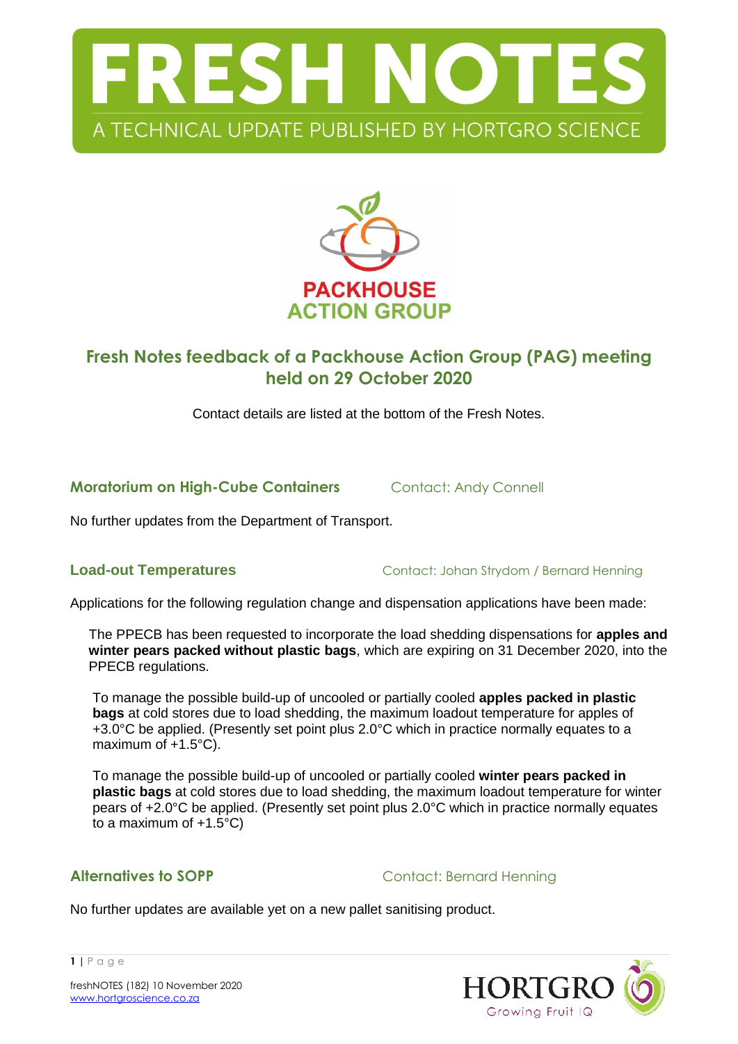# FRESH NOTES

A TECHNICAL UPDATE PUBLISHED BY HORTGRO SCIENCE

PACKHOUSE ACTION GROUP

## Fresh Notes feedback of a Packhouse Action Group (PAG) meeting held on 29 October 2020

Contact details are listed at the bottom of the Fresh Notes.

### Moratorium on High-Cube Containers

Contact: Andy Connell

No further updates from the Department of Transport.

### Load-out Temperatures

Contact: Johan Strydom / Bernard Henning

Applications for the following regulation change and dispensation applications have been made:

The PPECB has been requested to incorporate the load shedding dispensations for **apples and winter pears packed without plastic bags**, which are expiring on 31 December 2020, into the PPECB regulations.

To manage the possible build-up of uncooled or partially cooled **apples packed in plastic bags** at cold stores due to load shedding, the maximum loadout temperature for apples of +3.0°C be applied. (Presently set point plus 2.0°C which in practice normally equates to a maximum of +1.5°C).

To manage the possible build-up of uncooled or partially cooled **winter pears packed in plastic bags** at cold stores due to load shedding, the maximum loadout temperature for winter pears of +2.0°C be applied. (Presently set point plus 2.0°C which in practice normally equates to a maximum of +1.5°C)

### Alternatives to SOPP

Contact: Bernard Henning

No further updates are available yet on a new pallet sanitising product.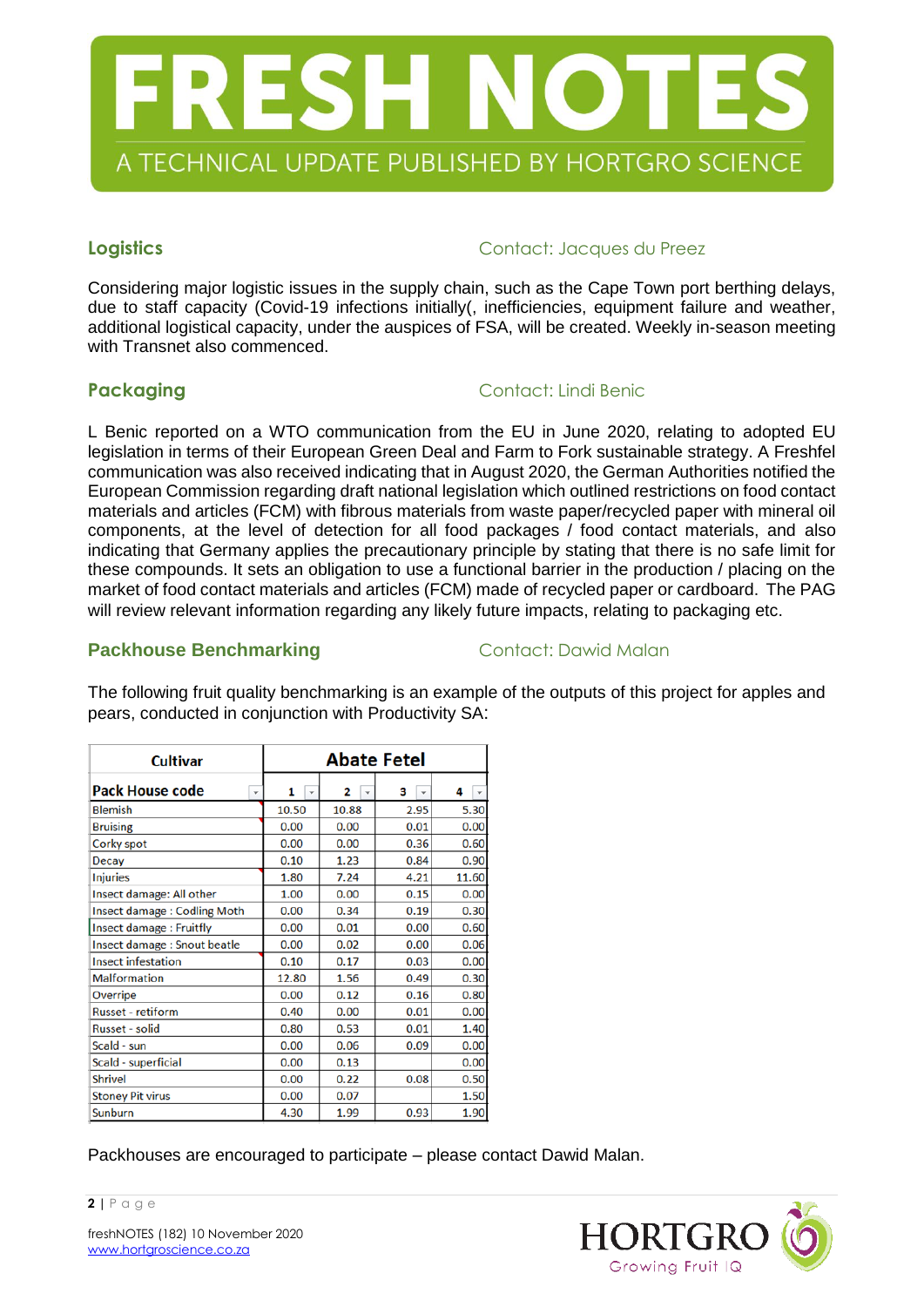# FRESH NOTES

A TECHNICAL UPDATE PUBLISHED BY HORTGRO SCIENCE

## Logistics

Contact: Jacques du Preez

Considering major logistic issues in the supply chain, such as the Cape Town port berthing delays, due to staff capacity (Covid-19 infections initially(, inefficiencies, equipment failure and weather, additional logistical capacity, under the auspices of FSA, will be created. Weekly in-season meeting with Transnet also commenced.

## Packaging

Contact: Lindi Benic

L Benic reported on a WTO communication from the EU in June 2020, relating to adopted EU legislation in terms of their European Green Deal and Farm to Fork sustainable strategy. A Freshfel communication was also received indicating that in August 2020, the German Authorities notified the European Commission regarding draft national legislation which outlined restrictions on food contact materials and articles (FCM) with fibrous materials from waste paper/recycled paper with mineral oil components, at the level of detection for all food packages / food contact materials, and also indicating that Germany applies the precautionary principle by stating that there is no safe limit for these compounds. It sets an obligation to use a functional barrier in the production / placing on the market of food contact materials and articles (FCM) made of recycled paper or cardboard. The PAG will review relevant information regarding any likely future impacts, relating to packaging etc.

## Packhouse Benchmarking

Contact: Dawid Malan

The following fruit quality benchmarking is an example of the outputs of this project for apples and pears, conducted in conjunction with Productivity SA:

| Cultivar | Abate Fetel | | | |
|---|---|---|---|---|
| Pack House code | 1 | 2 | 3 | 4 |
| Blemish | 10.50 | 10.88 | 2.95 | 5.30 |
| Bruising | 0.00 | 0.00 | 0.01 | 0.00 |
| Corky spot | 0.00 | 0.00 | 0.36 | 0.60 |
| Decay | 0.10 | 1.23 | 0.84 | 0.90 |
| Injuries | 1.80 | 7.24 | 4.21 | 11.60 |
| Insect damage: All other | 1.00 | 0.00 | 0.15 | 0.00 |
| Insect damage : Codling Moth | 0.00 | 0.34 | 0.19 | 0.30 |
| Insect damage : Fruitfly | 0.00 | 0.01 | 0.00 | 0.60 |
| Insect damage : Snout beatle | 0.00 | 0.02 | 0.00 | 0.06 |
| Insect infestation | 0.10 | 0.17 | 0.03 | 0.00 |
| Malformation | 12.80 | 1.56 | 0.49 | 0.30 |
| Overripe | 0.00 | 0.12 | 0.16 | 0.80 |
| Russet - retiform | 0.40 | 0.00 | 0.01 | 0.00 |
| Russet - solid | 0.80 | 0.53 | 0.01 | 1.40 |
| Scald - sun | 0.00 | 0.06 | 0.09 | 0.00 |
| Scald - superficial | 0.00 | 0.13 | | 0.00 |
| Shrivel | 0.00 | 0.22 | 0.08 | 0.50 |
| Stoney Pit virus | 0.00 | 0.07 | | 1.50 |
| Sunburn | 4.30 | 1.99 | 0.93 | 1.90 |

Packhouses are encouraged to participate – please contact Dawid Malan.

freshNOTES (182) 10 November 2020
www.hortgroscience.co.za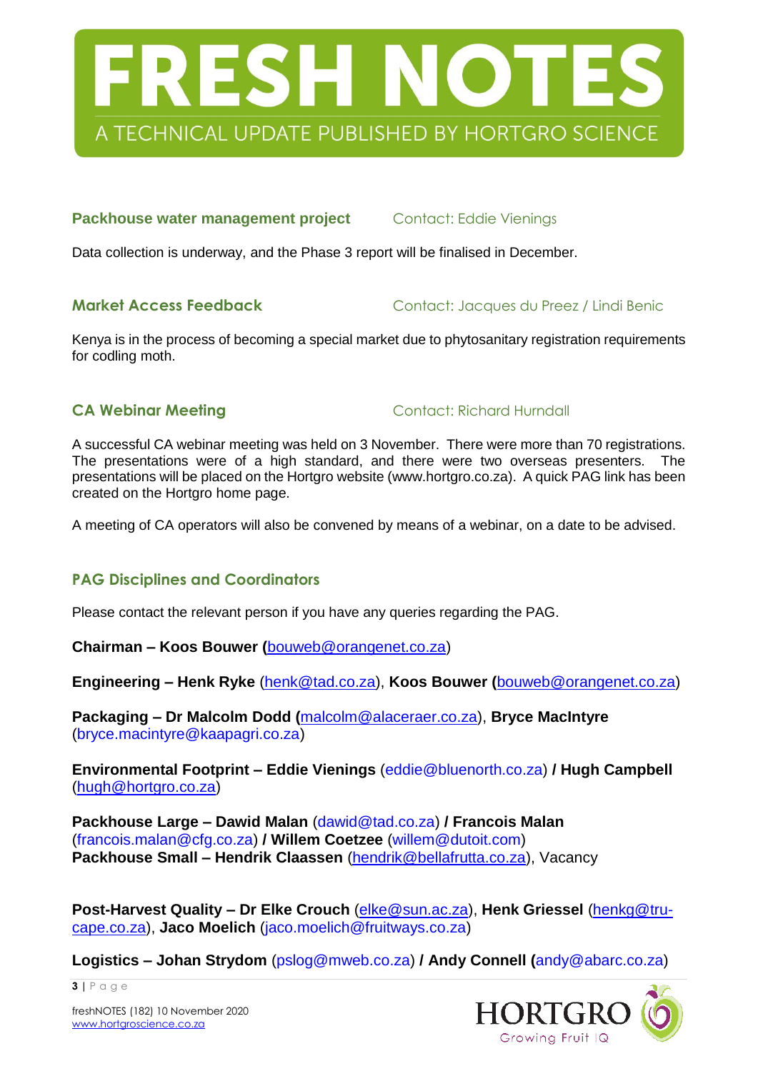## Packhouse water management project

Contact: Eddie Vienings

Data collection is underway, and the Phase 3 report will be finalised in December.

## Market Access Feedback

Contact: Jacques du Preez / Lindi Benic

Kenya is in the process of becoming a special market due to phytosanitary registration requirements for codling moth.

## CA Webinar Meeting

Contact: Richard Hurndall

A successful CA webinar meeting was held on 3 November. There were more than 70 registrations. The presentations were of a high standard, and there were two overseas presenters. The presentations will be placed on the Hortgro website (www.hortgro.co.za). A quick PAG link has been created on the Hortgro home page.

A meeting of CA operators will also be convened by means of a webinar, on a date to be advised.

## PAG Disciplines and Coordinators

Please contact the relevant person if you have any queries regarding the PAG.

**Chairman – Koos Bouwer (**bouweb@orangenet.co.za)

**Engineering – Henk Ryke** (henk@tad.co.za), **Koos Bouwer (**bouweb@orangenet.co.za)

**Packaging – Dr Malcolm Dodd (**malcolm@alaceraer.co.za), **Bryce MacIntyre** (bryce.macintyre@kaapagri.co.za)

**Environmental Footprint – Eddie Vienings** (eddie@bluenorth.co.za) **/ Hugh Campbell** (hugh@hortgro.co.za)

**Packhouse Large – Dawid Malan** (dawid@tad.co.za) **/ Francois Malan** (francois.malan@cfg.co.za) **/ Willem Coetzee** (willem@dutoit.com)
**Packhouse Small – Hendrik Claassen** (hendrik@bellafrutta.co.za), Vacancy

**Post-Harvest Quality – Dr Elke Crouch** (elke@sun.ac.za), **Henk Griessel** (henkg@tru-cape.co.za), **Jaco Moelich** (jaco.moelich@fruitways.co.za)

**Logistics – Johan Strydom** (pslog@mweb.co.za) **/ Andy Connell (**andy@abarc.co.za)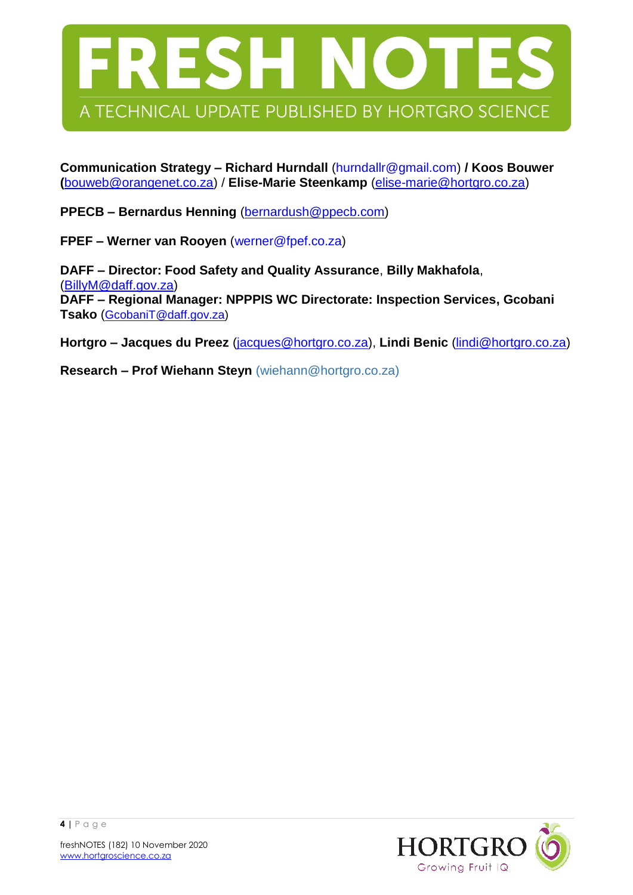**Communication Strategy – Richard Hurndall** (hurndallr@gmail.com) **/ Koos Bouwer (**bouweb@orangenet.co.za) / **Elise-Marie Steenkamp** (elise-marie@hortgro.co.za)

**PPECB – Bernardus Henning** (bernardush@ppecb.com)

**FPEF – Werner van Rooyen** (werner@fpef.co.za)

**DAFF – Director: Food Safety and Quality Assurance**, **Billy Makhafola**, (BillyM@daff.gov.za)
**DAFF – Regional Manager: NPPPIS WC Directorate: Inspection Services, Gcobani Tsako** (GcobaniT@daff.gov.za)

**Hortgro – Jacques du Preez** (jacques@hortgro.co.za), **Lindi Benic** (lindi@hortgro.co.za)

**Research – Prof Wiehann Steyn** (wiehann@hortgro.co.za)